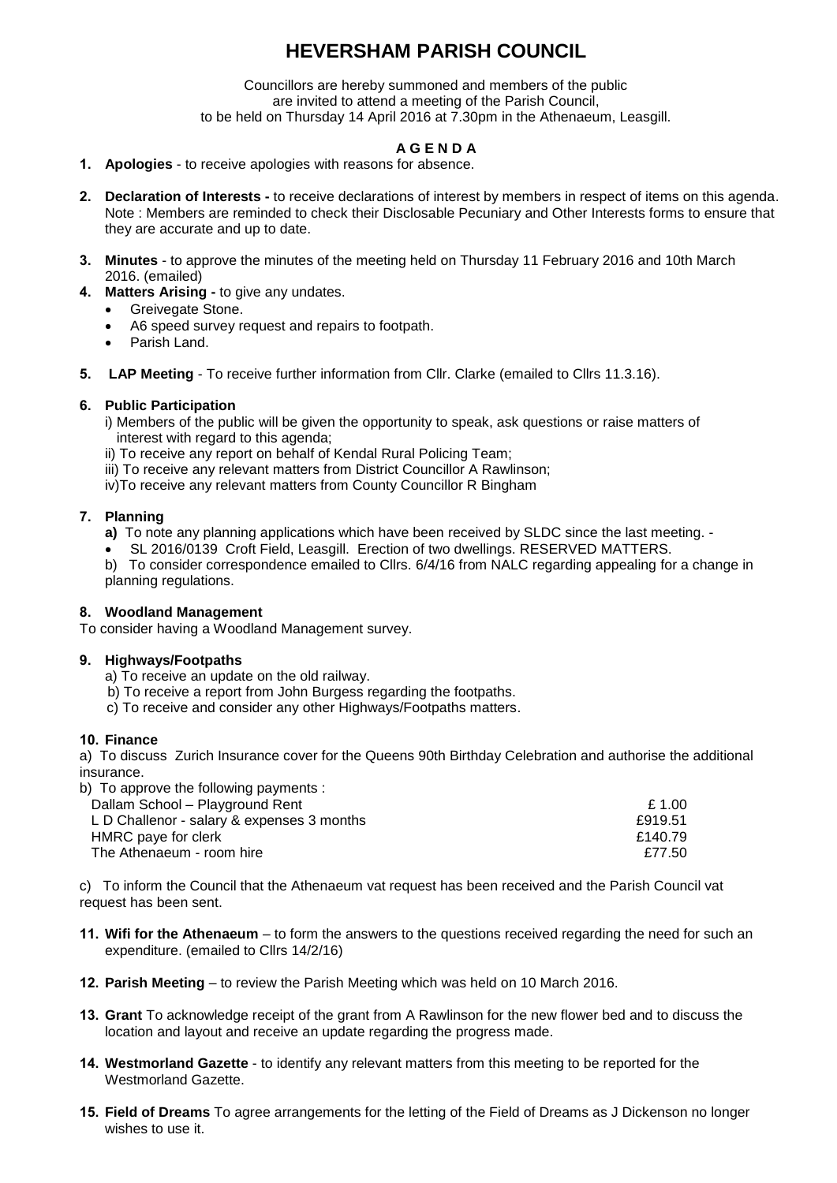# HEVERSHAM PARISH COUNCIL

Councillors are hereby summoned and members of the public
are invited to attend a meeting of the Parish Council,
to be held on Thursday 14 April 2016 at 7.30pm in the Athenaeum, Leasgill.

## A G E N D A

1. **Apologies** - to receive apologies with reasons for absence.

2. **Declaration of Interests -** to receive declarations of interest by members in respect of items on this agenda. Note : Members are reminded to check their Disclosable Pecuniary and Other Interests forms to ensure that they are accurate and up to date.

3. **Minutes** - to approve the minutes of the meeting held on Thursday 11 February 2016 and 10th March 2016. (emailed)

4. **Matters Arising -** to give any undates.
   - Greivegate Stone.
   - A6 speed survey request and repairs to footpath.
   - Parish Land.

5. **LAP Meeting** - To receive further information from Cllr. Clarke (emailed to Cllrs 11.3.16).

**6. Public Participation**

i) Members of the public will be given the opportunity to speak, ask questions or raise matters of interest with regard to this agenda;
ii) To receive any report on behalf of Kendal Rural Policing Team;
iii) To receive any relevant matters from District Councillor A Rawlinson;
iv)To receive any relevant matters from County Councillor R Bingham

**7. Planning**

**a)** To note any planning applications which have been received by SLDC since the last meeting. -

- SL 2016/0139 Croft Field, Leasgill. Erection of two dwellings. RESERVED MATTERS.

b) To consider correspondence emailed to Cllrs. 6/4/16 from NALC regarding appealing for a change in planning regulations.

**8. Woodland Management**

To consider having a Woodland Management survey.

**9. Highways/Footpaths**

a) To receive an update on the old railway.
b) To receive a report from John Burgess regarding the footpaths.
c) To receive and consider any other Highways/Footpaths matters.

**10. Finance**

a) To discuss Zurich Insurance cover for the Queens 90th Birthday Celebration and authorise the additional insurance.

b) To approve the following payments :

| | |
|---|---|
| Dallam School – Playground Rent | £ 1.00 |
| L D Challenor - salary & expenses 3 months | £919.51 |
| HMRC paye for clerk | £140.79 |
| The Athenaeum - room hire | £77.50 |

c) To inform the Council that the Athenaeum vat request has been received and the Parish Council vat request has been sent.

11. **Wifi for the Athenaeum** – to form the answers to the questions received regarding the need for such an expenditure. (emailed to Cllrs 14/2/16)

12. **Parish Meeting** – to review the Parish Meeting which was held on 10 March 2016.

13. **Grant** To acknowledge receipt of the grant from A Rawlinson for the new flower bed and to discuss the location and layout and receive an update regarding the progress made.

14. **Westmorland Gazette** - to identify any relevant matters from this meeting to be reported for the Westmorland Gazette.

15. **Field of Dreams** To agree arrangements for the letting of the Field of Dreams as J Dickenson no longer wishes to use it.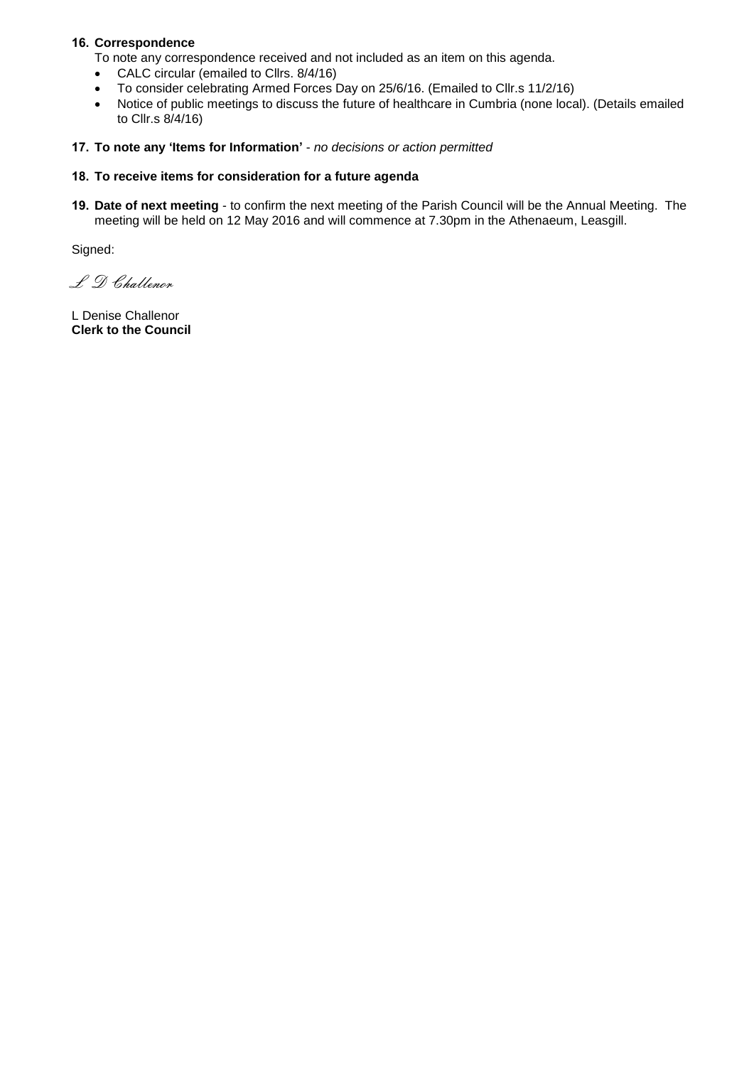**16. Correspondence**

To note any correspondence received and not included as an item on this agenda.

- CALC circular (emailed to Cllrs. 8/4/16)
- To consider celebrating Armed Forces Day on 25/6/16. (Emailed to Cllr.s 11/2/16)
- Notice of public meetings to discuss the future of healthcare in Cumbria (none local). (Details emailed to Cllr.s 8/4/16)

**17. To note any 'Items for Information'** - *no decisions or action permitted*

**18. To receive items for consideration for a future agenda**

**19. Date of next meeting** - to confirm the next meeting of the Parish Council will be the Annual Meeting. The meeting will be held on 12 May 2016 and will commence at 7.30pm in the Athenaeum, Leasgill.

Signed:

*L D Challenor*

L Denise Challenor
**Clerk to the Council**